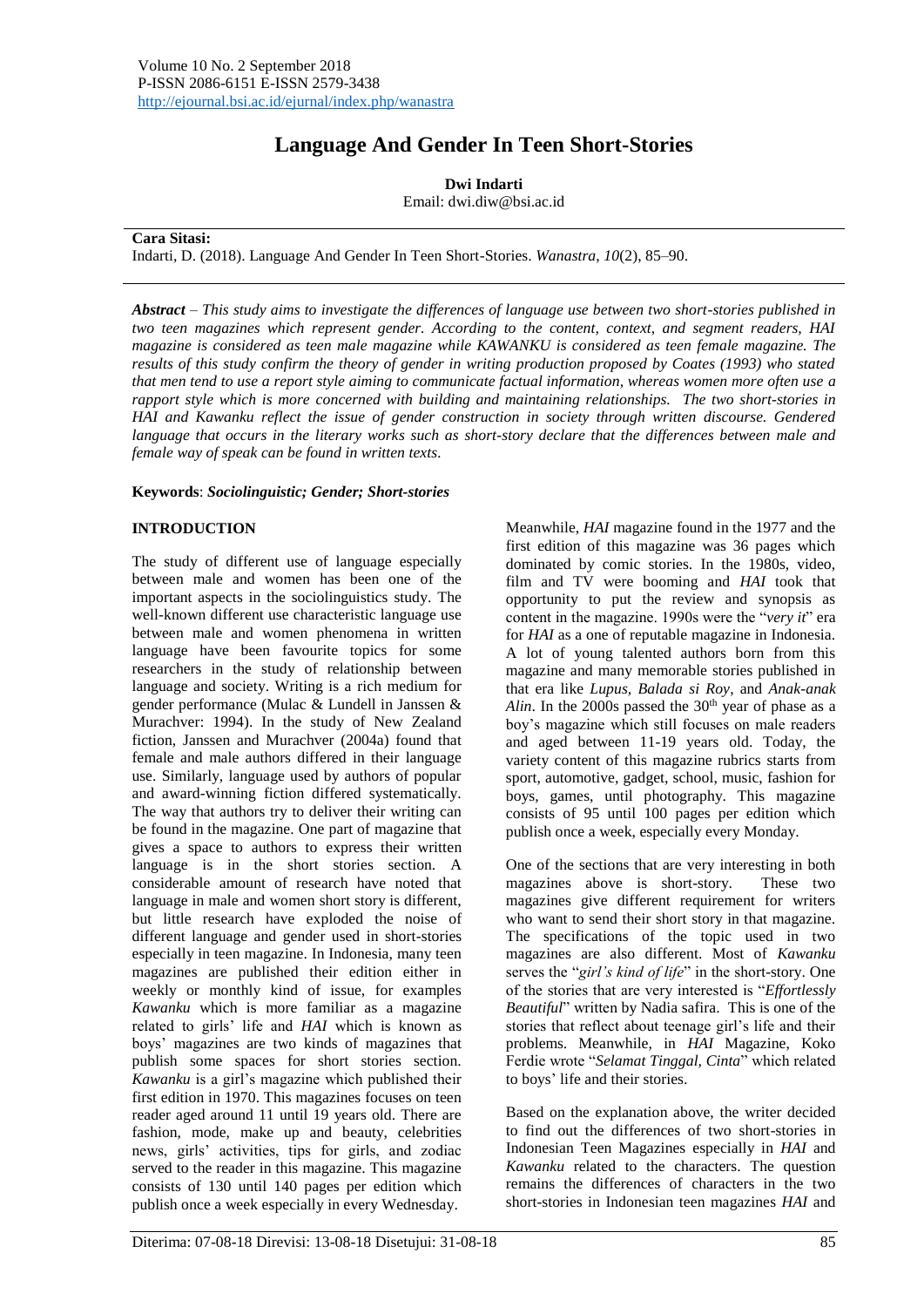# Language And Gender In Teen Short-Stories

**Dwi Indarti**

Email: dwi.diw@bsi.ac.id

**Cara Sitasi:**

Indarti, D. (2018). Language And Gender In Teen Short-Stories. *Wanastra*, *10*(2), 85–90.

***Abstract*** *– This study aims to investigate the differences of language use between two short-stories published in two teen magazines which represent gender. According to the content, context, and segment readers, HAI magazine is considered as teen male magazine while KAWANKU is considered as teen female magazine. The results of this study confirm the theory of gender in writing production proposed by Coates (1993) who stated that men tend to use a report style aiming to communicate factual information, whereas women more often use a rapport style which is more concerned with building and maintaining relationships. The two short-stories in HAI and Kawanku reflect the issue of gender construction in society through written discourse. Gendered language that occurs in the literary works such as short-story declare that the differences between male and female way of speak can be found in written texts.*

**Keywords**: ***Sociolinguistic; Gender; Short-stories***

## INTRODUCTION

The study of different use of language especially between male and women has been one of the important aspects in the sociolinguistics study. The well-known different use characteristic language use between male and women phenomena in written language have been favourite topics for some researchers in the study of relationship between language and society. Writing is a rich medium for gender performance (Mulac & Lundell in Janssen & Murachver: 1994). In the study of New Zealand fiction, Janssen and Murachver (2004a) found that female and male authors differed in their language use. Similarly, language used by authors of popular and award-winning fiction differed systematically. The way that authors try to deliver their writing can be found in the magazine. One part of magazine that gives a space to authors to express their written language is in the short stories section. A considerable amount of research have noted that language in male and women short story is different, but little research have exploded the noise of different language and gender used in short-stories especially in teen magazine. In Indonesia, many teen magazines are published their edition either in weekly or monthly kind of issue, for examples *Kawanku* which is more familiar as a magazine related to girls' life and *HAI* which is known as boys' magazines are two kinds of magazines that publish some spaces for short stories section. *Kawanku* is a girl's magazine which published their first edition in 1970. This magazines focuses on teen reader aged around 11 until 19 years old. There are fashion, mode, make up and beauty, celebrities news, girls' activities, tips for girls, and zodiac served to the reader in this magazine. This magazine consists of 130 until 140 pages per edition which publish once a week especially in every Wednesday.

Meanwhile, *HAI* magazine found in the 1977 and the first edition of this magazine was 36 pages which dominated by comic stories. In the 1980s, video, film and TV were booming and *HAI* took that opportunity to put the review and synopsis as content in the magazine. 1990s were the "*very it*" era for *HAI* as a one of reputable magazine in Indonesia. A lot of young talented authors born from this magazine and many memorable stories published in that era like *Lupus, Balada si Roy*, and *Anak-anak Alin*. In the 2000s passed the 30th year of phase as a boy's magazine which still focuses on male readers and aged between 11-19 years old. Today, the variety content of this magazine rubrics starts from sport, automotive, gadget, school, music, fashion for boys, games, until photography. This magazine consists of 95 until 100 pages per edition which publish once a week, especially every Monday.

One of the sections that are very interesting in both magazines above is short-story. These two magazines give different requirement for writers who want to send their short story in that magazine. The specifications of the topic used in two magazines are also different. Most of *Kawanku* serves the "*girl's kind of life*" in the short-story. One of the stories that are very interested is "*Effortlessly Beautiful*" written by Nadia safira. This is one of the stories that reflect about teenage girl's life and their problems. Meanwhile, in *HAI* Magazine, Koko Ferdie wrote "*Selamat Tinggal, Cinta*" which related to boys' life and their stories.

Based on the explanation above, the writer decided to find out the differences of two short-stories in Indonesian Teen Magazines especially in *HAI* and *Kawanku* related to the characters. The question remains the differences of characters in the two short-stories in Indonesian teen magazines *HAI* and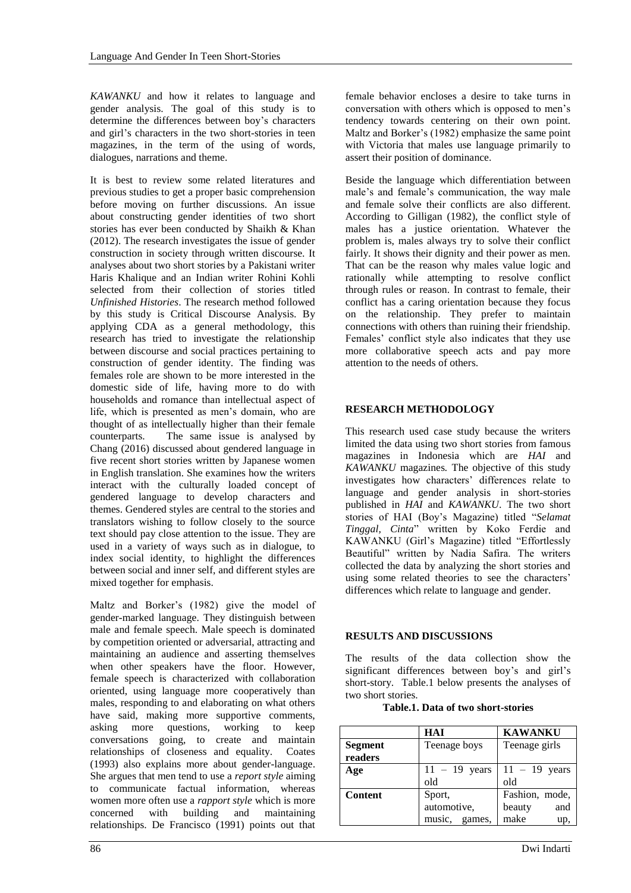*KAWANKU* and how it relates to language and gender analysis. The goal of this study is to determine the differences between boy's characters and girl's characters in the two short-stories in teen magazines, in the term of the using of words, dialogues, narrations and theme.

It is best to review some related literatures and previous studies to get a proper basic comprehension before moving on further discussions. An issue about constructing gender identities of two short stories has ever been conducted by Shaikh & Khan (2012). The research investigates the issue of gender construction in society through written discourse. It analyses about two short stories by a Pakistani writer Haris Khalique and an Indian writer Rohini Kohli selected from their collection of stories titled *Unfinished Histories*. The research method followed by this study is Critical Discourse Analysis. By applying CDA as a general methodology, this research has tried to investigate the relationship between discourse and social practices pertaining to construction of gender identity. The finding was females role are shown to be more interested in the domestic side of life, having more to do with households and romance than intellectual aspect of life, which is presented as men's domain, who are thought of as intellectually higher than their female counterparts. The same issue is analysed by Chang (2016) discussed about gendered language in five recent short stories written by Japanese women in English translation. She examines how the writers interact with the culturally loaded concept of gendered language to develop characters and themes. Gendered styles are central to the stories and translators wishing to follow closely to the source text should pay close attention to the issue. They are used in a variety of ways such as in dialogue, to index social identity, to highlight the differences between social and inner self, and different styles are mixed together for emphasis.

Maltz and Borker's (1982) give the model of gender-marked language. They distinguish between male and female speech. Male speech is dominated by competition oriented or adversarial, attracting and maintaining an audience and asserting themselves when other speakers have the floor. However, female speech is characterized with collaboration oriented, using language more cooperatively than males, responding to and elaborating on what others have said, making more supportive comments, asking more questions, working to keep conversations going, to create and maintain relationships of closeness and equality. Coates (1993) also explains more about gender-language. She argues that men tend to use a *report style* aiming to communicate factual information, whereas women more often use a *rapport style* which is more concerned with building and maintaining relationships. De Francisco (1991) points out that female behavior encloses a desire to take turns in conversation with others which is opposed to men's tendency towards centering on their own point. Maltz and Borker's (1982) emphasize the same point with Victoria that males use language primarily to assert their position of dominance.

Beside the language which differentiation between male's and female's communication, the way male and female solve their conflicts are also different. According to Gilligan (1982), the conflict style of males has a justice orientation. Whatever the problem is, males always try to solve their conflict fairly. It shows their dignity and their power as men. That can be the reason why males value logic and rationally while attempting to resolve conflict through rules or reason. In contrast to female, their conflict has a caring orientation because they focus on the relationship. They prefer to maintain connections with others than ruining their friendship. Females' conflict style also indicates that they use more collaborative speech acts and pay more attention to the needs of others.

## RESEARCH METHODOLOGY

This research used case study because the writers limited the data using two short stories from famous magazines in Indonesia which are *HAI* and *KAWANKU* magazines. The objective of this study investigates how characters' differences relate to language and gender analysis in short-stories published in *HAI* and *KAWANKU*. The two short stories of HAI (Boy's Magazine) titled "*Selamat Tinggal, Cinta*" written by Koko Ferdie and KAWANKU (Girl's Magazine) titled "Effortlessly Beautiful" written by Nadia Safira. The writers collected the data by analyzing the short stories and using some related theories to see the characters' differences which relate to language and gender.

## RESULTS AND DISCUSSIONS

The results of the data collection show the significant differences between boy's and girl's short-story. Table.1 below presents the analyses of two short stories.

**Table.1. Data of two short-stories**

| | **HAI** | **KAWANKU** |
|---|---|---|
| **Segment readers** | Teenage boys | Teenage girls |
| **Age** | 11 – 19 years old | 11 – 19 years old |
| **Content** | Sport, automotive, music, games, | Fashion, mode, beauty and make up, |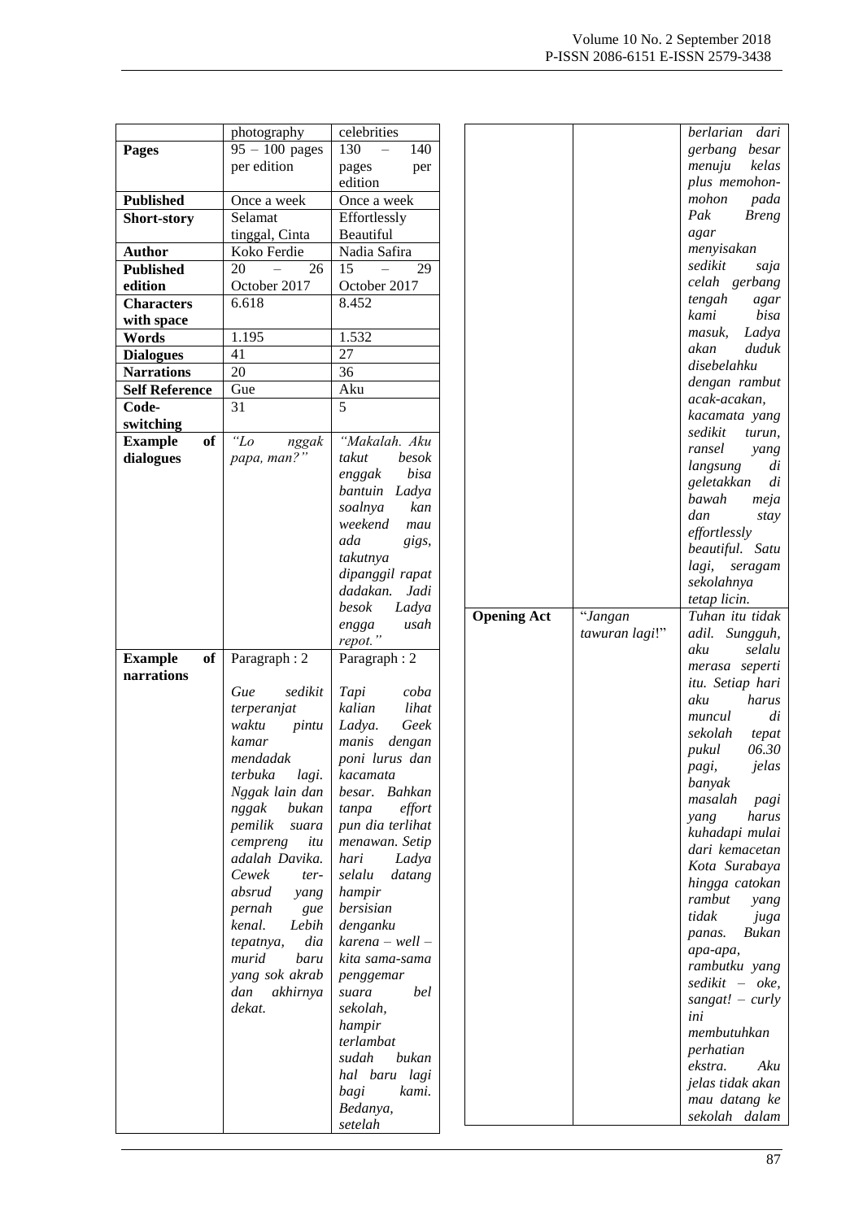|  | photography | celebrities |
|---|---|---|
| **Pages** | 95 – 100 pages per edition | 130 – 140 pages per edition |
| **Published** | Once a week | Once a week |
| **Short-story** | Selamat tinggal, Cinta | Effortlessly Beautiful |
| **Author** | Koko Ferdie | Nadia Safira |
| **Published edition** | 20 – 26 October 2017 | 15 – 29 October 2017 |
| **Characters with space** | 6.618 | 8.452 |
| **Words** | 1.195 | 1.532 |
| **Dialogues** | 41 | 27 |
| **Narrations** | 20 | 36 |
| **Self Reference** | Gue | Aku |
| **Code-switching** | 31 | 5 |
| **Example of dialogues** | *"Lo nggak papa, man?"* | *"Makalah. Aku takut besok enggak bisa bantuin Ladya soalnya kan weekend mau ada gigs, takutnya dipanggil rapat dadakan. Jadi besok Ladya engga usah repot."* |
| **Example of narrations** | Paragraph : 2<br><br>*Gue sedikit terperanjat waktu pintu kamar mendadak terbuka lagi. Nggak lain dan nggak bukan pemilik suara cempreng itu adalah Davika. Cewek ter-absrud yang pernah gue kenal. Lebih tepatnya, dia murid baru yang sok akrab dan akhirnya dekat.* | Paragraph : 2<br><br>*Tapi coba kalian lihat Ladya. Geek manis dengan poni lurus dan kacamata besar. Bahkan tanpa effort pun dia terlihat menawan. Setip hari Ladya selalu datang hampir bersisian denganku karena – well – kita sama-sama penggemar suara bel sekolah, hampir terlambat sudah bukan hal baru lagi bagi kami. Bedanya, setelah berlarian dari gerbang besar menuju kelas plus memohon-mohon pada Pak Breng agar menyisakan sedikit saja celah gerbang tengah agar kami bisa masuk, Ladya akan duduk disebelahku dengan rambut acak-acakan, kacamata yang sedikit turun, ransel yang langsung di geletakkan di bawah meja dan stay effortlessly beautiful. Satu lagi, seragam sekolahnya tetap licin.* |
| **Opening Act** | "*Jangan tawuran lagi*!" | *Tuhan itu tidak adil. Sungguh, aku selalu merasa seperti itu. Setiap hari aku harus muncul di sekolah tepat pukul 06.30 pagi, jelas banyak masalah pagi yang harus kuhadapi mulai dari kemacetan Kota Surabaya hingga catokan rambut yang tidak juga panas. Bukan apa-apa, rambutku yang sedikit – oke, sangat! – curly ini membutuhkan perhatian ekstra. Aku jelas tidak akan mau datang ke sekolah dalam* |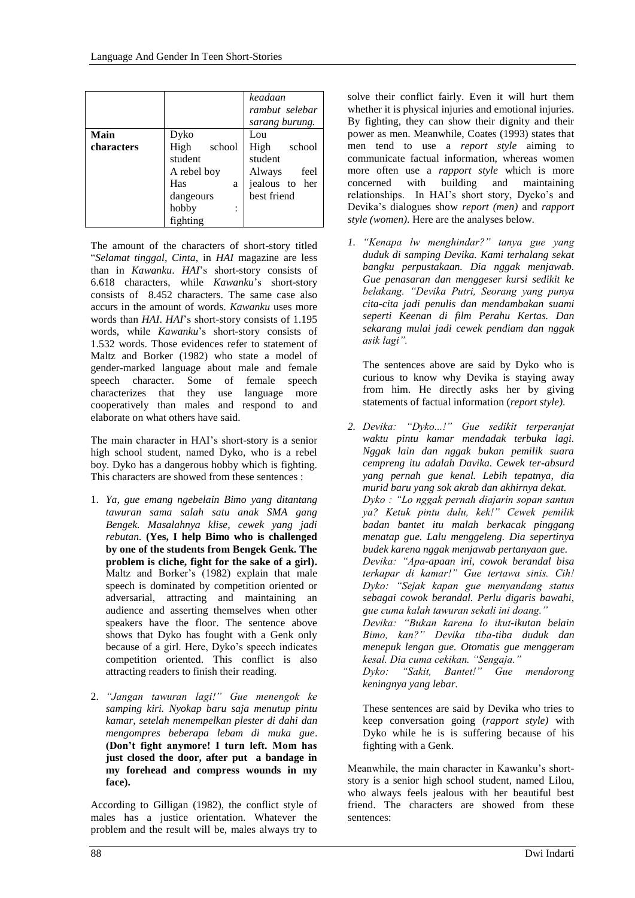| | | *keadaan rambut selebar sarang burung.* |
|---|---|---|
| **Main characters** | Dyko<br>High school student<br>A rebel boy<br>Has a dangeours hobby : fighting | Lou<br>High school student<br>Always feel jealous to her best friend |

The amount of the characters of short-story titled "*Selamat tinggal, Cinta*, in *HAI* magazine are less than in *Kawanku*. *HAI*'s short-story consists of 6.618 characters, while *Kawanku*'s short-story consists of 8.452 characters. The same case also accurs in the amount of words. *Kawanku* uses more words than *HAI*. *HAI*'s short-story consists of 1.195 words, while *Kawanku*'s short-story consists of 1.532 words. Those evidences refer to statement of Maltz and Borker (1982) who state a model of gender-marked language about male and female speech character. Some of female speech characterizes that they use language more cooperatively than males and respond to and elaborate on what others have said.

The main character in HAI's short-story is a senior high school student, named Dyko, who is a rebel boy. Dyko has a dangerous hobby which is fighting. This characters are showed from these sentences :

1. *Ya, gue emang ngebelain Bimo yang ditantang tawuran sama salah satu anak SMA gang Bengek. Masalahnya klise, cewek yang jadi rebutan.* **(Yes, I help Bimo who is challenged by one of the students from Bengek Genk. The problem is cliche, fight for the sake of a girl).** Maltz and Borker's (1982) explain that male speech is dominated by competition oriented or adversarial, attracting and maintaining an audience and asserting themselves when other speakers have the floor. The sentence above shows that Dyko has fought with a Genk only because of a girl. Here, Dyko's speech indicates competition oriented. This conflict is also attracting readers to finish their reading.

2. *"Jangan tawuran lagi!" Gue menengok ke samping kiri. Nyokap baru saja menutup pintu kamar, setelah menempelkan plester di dahi dan mengompres beberapa lebam di muka gue*. **(Don't fight anymore! I turn left. Mom has just closed the door, after put a bandage in my forehead and compress wounds in my face).**

According to Gilligan (1982), the conflict style of males has a justice orientation. Whatever the problem and the result will be, males always try to solve their conflict fairly. Even it will hurt them whether it is physical injuries and emotional injuries. By fighting, they can show their dignity and their power as men. Meanwhile, Coates (1993) states that men tend to use a *report style* aiming to communicate factual information, whereas women more often use a *rapport style* which is more concerned with building and maintaining relationships. In HAI's short story, Dycko's and Devika's dialogues show *report (men)* and *rapport style (women)*. Here are the analyses below.

1. *"Kenapa lw menghindar?" tanya gue yang duduk di samping Devika. Kami terhalang sekat bangku perpustakaan. Dia nggak menjawab. Gue penasaran dan menggeser kursi sedikit ke belakang. "Devika Putri, Seorang yang punya cita-cita jadi penulis dan mendambakan suami seperti Keenan di film Perahu Kertas. Dan sekarang mulai jadi cewek pendiam dan nggak asik lagi".*

   The sentences above are said by Dyko who is curious to know why Devika is staying away from him. He directly asks her by giving statements of factual information (*report style)*.

2. *Devika: "Dyko...!" Gue sedikit terperanjat waktu pintu kamar mendadak terbuka lagi. Nggak lain dan nggak bukan pemilik suara cempreng itu adalah Davika. Cewek ter-absurd yang pernah gue kenal. Lebih tepatnya, dia murid baru yang sok akrab dan akhirnya dekat.*
   *Dyko : "Lo nggak pernah diajarin sopan santun ya? Ketuk pintu dulu, kek!" Cewek pemilik badan bantet itu malah berkacak pinggang menatap gue. Lalu menggeleng. Dia sepertinya budek karena nggak menjawab pertanyaan gue.*
   *Devika: "Apa-apaan ini, cowok berandal bisa terkapar di kamar!" Gue tertawa sinis. Cih!*
   *Dyko: "Sejak kapan gue menyandang status sebagai cowok berandal. Perlu digaris bawahi, gue cuma kalah tawuran sekali ini doang."*
   *Devika: "Bukan karena lo ikut-ikutan belain Bimo, kan?" Devika tiba-tiba duduk dan menepuk lengan gue. Otomatis gue menggeram kesal. Dia cuma cekikan. "Sengaja."*
   *Dyko: "Sakit, Bantet!" Gue mendorong keningnya yang lebar.*

   These sentences are said by Devika who tries to keep conversation going (*rapport style)* with Dyko while he is is suffering because of his fighting with a Genk.

Meanwhile, the main character in Kawanku's short-story is a senior high school student, named Lilou, who always feels jealous with her beautiful best friend. The characters are showed from these sentences: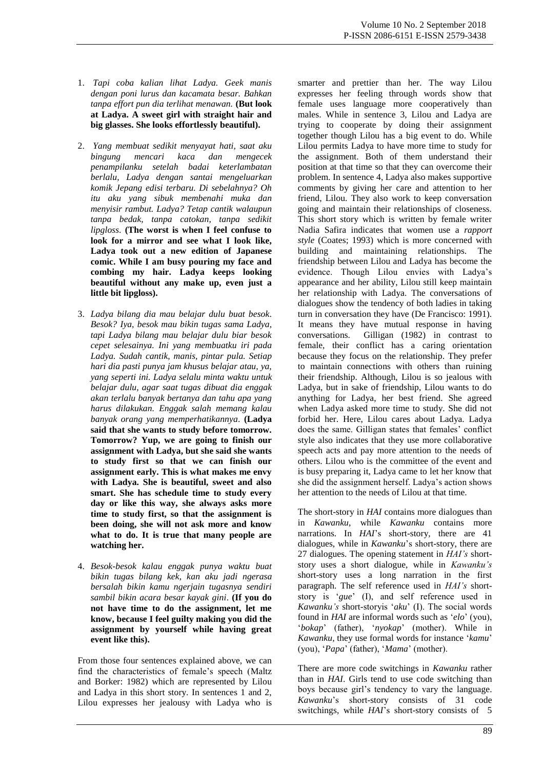1. *Tapi coba kalian lihat Ladya. Geek manis dengan poni lurus dan kacamata besar. Bahkan tanpa effort pun dia terlihat menawan.* **(But look at Ladya. A sweet girl with straight hair and big glasses. She looks effortlessly beautiful).**

2. *Yang membuat sedikit menyayat hati, saat aku bingung mencari kaca dan mengecek penampilanku setelah badai keterlambatan berlalu, Ladya dengan santai mengeluarkan komik Jepang edisi terbaru. Di sebelahnya? Oh itu aku yang sibuk membenahi muka dan menyisir rambut. Ladya? Tetap cantik walaupun tanpa bedak, tanpa catokan, tanpa sedikit lipgloss.* **(The worst is when I feel confuse to look for a mirror and see what I look like, Ladya took out a new edition of Japanese comic. While I am busy pouring my face and combing my hair. Ladya keeps looking beautiful without any make up, even just a little bit lipgloss).**

3. *Ladya bilang dia mau belajar dulu buat besok. Besok? Iya, besok mau bikin tugas sama Ladya, tapi Ladya bilang mau belajar dulu biar besok cepet selesainya. Ini yang membuatku iri pada Ladya. Sudah cantik, manis, pintar pula. Setiap hari dia pasti punya jam khusus belajar atau, ya, yang seperti ini. Ladya selalu minta waktu untuk belajar dulu, agar saat tugas dibuat dia enggak akan terlalu banyak bertanya dan tahu apa yang harus dilakukan. Enggak salah memang kalau banyak orang yang memperhatikannya.* **(Ladya said that she wants to study before tomorrow. Tomorrow? Yup, we are going to finish our assignment with Ladya, but she said she wants to study first so that we can finish our assignment early. This is what makes me envy with Ladya. She is beautiful, sweet and also smart. She has schedule time to study every day or like this way, she always asks more time to study first, so that the assignment is been doing, she will not ask more and know what to do. It is true that many people are watching her.**

4. *Besok-besok kalau enggak punya waktu buat bikin tugas bilang kek, kan aku jadi ngerasa bersalah bikin kamu ngerjain tugasnya sendiri sambil bikin acara besar kayak gini*. **(If you do not have time to do the assignment, let me know, because I feel guilty making you did the assignment by yourself while having great event like this).**

From those four sentences explained above, we can find the characteristics of female's speech (Maltz and Borker: 1982) which are represented by Lilou and Ladya in this short story. In sentences 1 and 2, Lilou expresses her jealousy with Ladya who is smarter and prettier than her. The way Lilou expresses her feeling through words show that female uses language more cooperatively than males. While in sentence 3, Lilou and Ladya are trying to cooperate by doing their assignment together though Lilou has a big event to do. While Lilou permits Ladya to have more time to study for the assignment. Both of them understand their position at that time so that they can overcome their problem. In sentence 4, Ladya also makes supportive comments by giving her care and attention to her friend, Lilou. They also work to keep conversation going and maintain their relationships of closeness. This short story which is written by female writer Nadia Safira indicates that women use a *rapport style* (Coates; 1993) which is more concerned with building and maintaining relationships. The friendship between Lilou and Ladya has become the evidence. Though Lilou envies with Ladya's appearance and her ability, Lilou still keep maintain her relationship with Ladya. The conversations of dialogues show the tendency of both ladies in taking turn in conversation they have (De Francisco: 1991). It means they have mutual response in having conversations. Gilligan (1982) in contrast to female, their conflict has a caring orientation because they focus on the relationship. They prefer to maintain connections with others than ruining their friendship. Although, Lilou is so jealous with Ladya, but in sake of friendship, Lilou wants to do anything for Ladya, her best friend. She agreed when Ladya asked more time to study. She did not forbid her. Here, Lilou cares about Ladya. Ladya does the same. Gilligan states that females' conflict style also indicates that they use more collaborative speech acts and pay more attention to the needs of others. Lilou who is the committee of the event and is busy preparing it, Ladya came to let her know that she did the assignment herself. Ladya's action shows her attention to the needs of Lilou at that time.

The short-story in *HAI* contains more dialogues than in *Kawanku*, while *Kawanku* contains more narrations. In *HAI*'s short-story, there are 41 dialogues, while in *Kawanku*'s short-story, there are 27 dialogues. The opening statement in *HAI's* short-story uses a short dialogue, while in *Kawanku's* short-story uses a long narration in the first paragraph. The self reference used in *HAI's* short-story is '*gue*' (I), and self reference used in *Kawanku's* short-storyis '*aku*' (I). The social words found in *HAI* are informal words such as '*elo*' (you), '*bokap*' (father), '*nyokap*' (mother). While in *Kawanku,* they use formal words for instance '*kamu*' (you), '*Papa*' (father), '*Mama*' (mother).

There are more code switchings in *Kawanku* rather than in *HAI*. Girls tend to use code switching than boys because girl's tendency to vary the language. *Kawanku*'s short-story consists of 31 code switchings, while *HAI*'s short-story consists of 5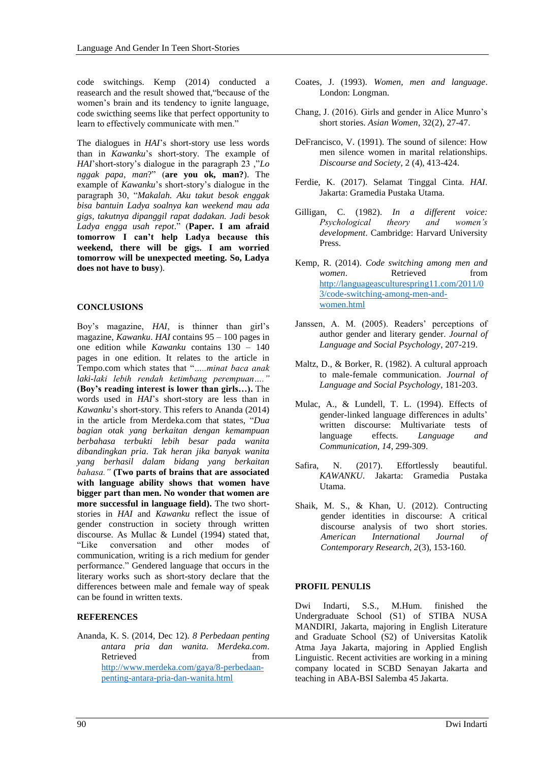code switchings. Kemp (2014) conducted a reasearch and the result showed that,"because of the women's brain and its tendency to ignite language, code swicthing seems like that perfect opportunity to learn to effectively communicate with men."

The dialogues in *HAI*'s short-story use less words than in *Kawanku*'s short-story. The example of *HAI*'short-story's dialogue in the paragraph 23 ,"*Lo nggak papa, man*?" (**are you ok, man?**). The example of *Kawanku*'s short-story's dialogue in the paragraph 30, "*Makalah. Aku takut besok enggak bisa bantuin Ladya soalnya kan weekend mau ada gigs, takutnya dipanggil rapat dadakan. Jadi besok Ladya engga usah repot*." (**Paper. I am afraid tomorrow I can't help Ladya because this weekend, there will be gigs. I am worried tomorrow will be unexpected meeting. So, Ladya does not have to busy**).

## CONCLUSIONS

Boy's magazine, *HAI*, is thinner than girl's magazine, *Kawanku*. *HAI* contains 95 – 100 pages in one edition while *Kawanku* contains 130 – 140 pages in one edition. It relates to the article in Tempo.com which states that "*.....minat baca anak laki-laki lebih rendah ketimbang perempuan…."* **(Boy's reading interest is lower than girls…).** The words used in *HAI*'s short-story are less than in *Kawanku*'s short-story. This refers to Ananda (2014) in the article from Merdeka.com that states, "*Dua bagian otak yang berkaitan dengan kemampuan berbahasa terbukti lebih besar pada wanita dibandingkan pria. Tak heran jika banyak wanita yang berhasil dalam bidang yang berkaitan bahasa."* **(Two parts of brains that are associated with language ability shows that women have bigger part than men. No wonder that women are more successful in language field).** The two short-stories in *HAI* and *Kawanku* reflect the issue of gender construction in society through written discourse. As Mullac & Lundel (1994) stated that, "Like conversation and other modes of communication, writing is a rich medium for gender performance." Gendered language that occurs in the literary works such as short-story declare that the differences between male and female way of speak can be found in written texts.

## REFERENCES

Ananda, K. S. (2014, Dec 12). *8 Perbedaan penting antara pria dan wanita. Merdeka.com*. Retrieved from http://www.merdeka.com/gaya/8-perbedaan-penting-antara-pria-dan-wanita.html

Coates, J. (1993). *Women, men and language*. London: Longman.

Chang, J. (2016). Girls and gender in Alice Munro's short stories. *Asian Women*, 32(2), 27-47.

DeFrancisco, V. (1991). The sound of silence: How men silence women in marital relationships. *Discourse and Society*, 2 (4), 413-424.

Ferdie, K. (2017). Selamat Tinggal Cinta. *HAI*. Jakarta: Gramedia Pustaka Utama.

Gilligan, C. (1982). *In a different voice: Psychological theory and women's development*. Cambridge: Harvard University Press.

Kemp, R. (2014). *Code switching among men and women*. Retrieved from http://languageasculturespring11.com/2011/03/code-switching-among-men-and-women.html

Janssen, A. M. (2005). Readers' perceptions of author gender and literary gender. *Journal of Language and Social Psychology*, 207-219.

Maltz, D., & Borker, R. (1982). A cultural approach to male-female communication. *Journal of Language and Social Psychology*, 181-203.

Mulac, A., & Lundell, T. L. (1994). Effects of gender-linked language differences in adults' written discourse: Multivariate tests of language effects. *Language and Communication, 14*, 299-309.

Safira, N. (2017). Effortlessly beautiful. *KAWANKU*. Jakarta: Gramedia Pustaka Utama.

Shaik, M. S., & Khan, U. (2012). Contructing gender identities in discourse: A critical discourse analysis of two short stories. *American International Journal of Contemporary Research, 2*(3), 153-160.

## PROFIL PENULIS

Dwi Indarti, S.S., M.Hum. finished the Undergraduate School (S1) of STIBA NUSA MANDIRI, Jakarta, majoring in English Literature and Graduate School (S2) of Universitas Katolik Atma Jaya Jakarta, majoring in Applied English Linguistic. Recent activities are working in a mining company located in SCBD Senayan Jakarta and teaching in ABA-BSI Salemba 45 Jakarta.